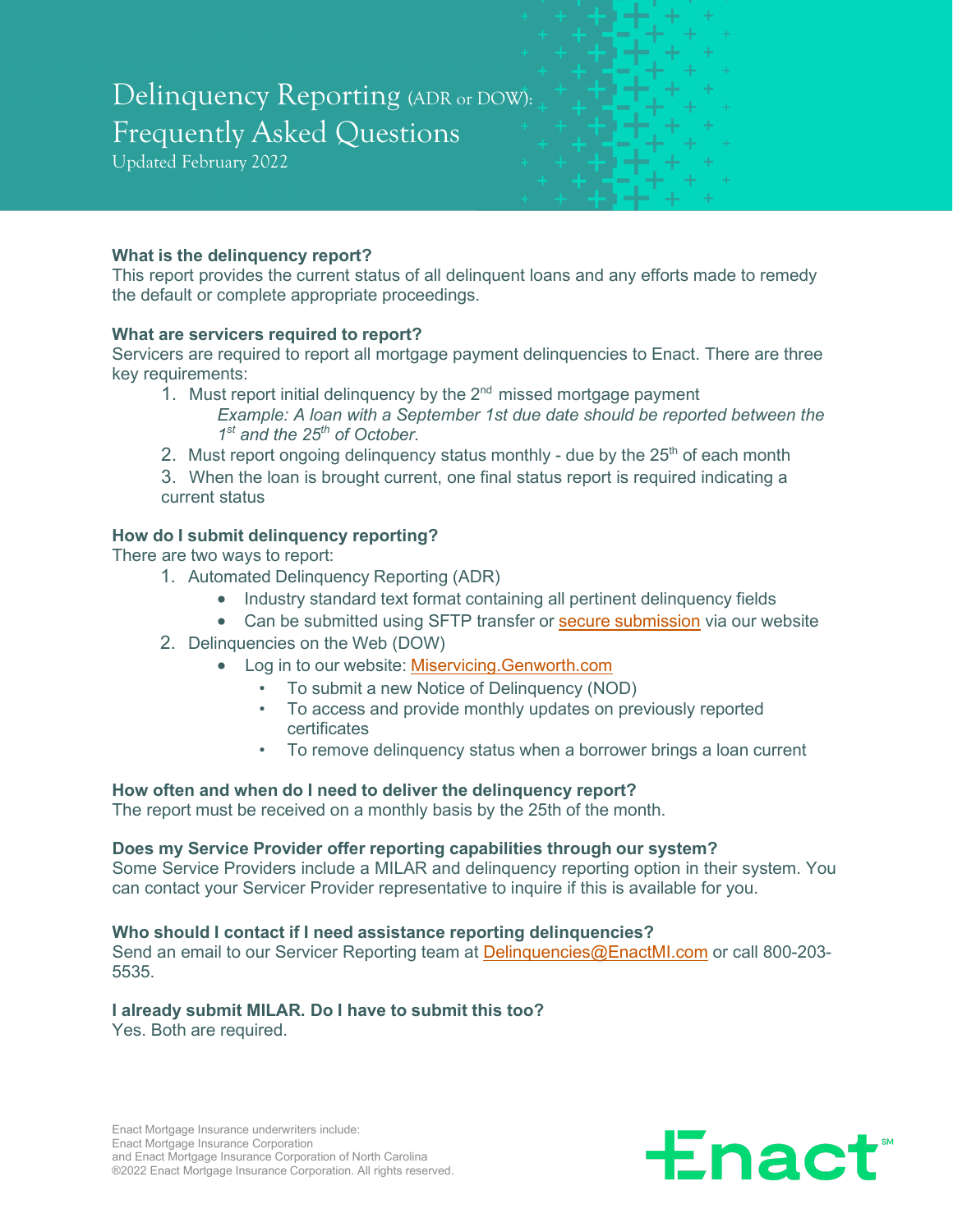# Delinquency Reporting (ADR or DOW): Frequently Asked Questions

Updated February 2022

**What is the delinquency report?**
This report provides the current status of all delinquent loans and any efforts made to remedy the default or complete appropriate proceedings.

**What are servicers required to report?**
Servicers are required to report all mortgage payment delinquencies to Enact. There are three key requirements:

1. Must report initial delinquency by the 2nd missed mortgage payment
   *Example: A loan with a September 1st due date should be reported between the 1st and the 25th of October.*
2. Must report ongoing delinquency status monthly - due by the 25th of each month
3. When the loan is brought current, one final status report is required indicating a current status

**How do I submit delinquency reporting?**
There are two ways to report:

1. Automated Delinquency Reporting (ADR)
   - Industry standard text format containing all pertinent delinquency fields
   - Can be submitted using SFTP transfer or secure submission via our website
2. Delinquencies on the Web (DOW)
   - Log in to our website: Miservicing.Genworth.com
     - To submit a new Notice of Delinquency (NOD)
     - To access and provide monthly updates on previously reported certificates
     - To remove delinquency status when a borrower brings a loan current

**How often and when do I need to deliver the delinquency report?**
The report must be received on a monthly basis by the 25th of the month.

**Does my Service Provider offer reporting capabilities through our system?**
Some Service Providers include a MILAR and delinquency reporting option in their system. You can contact your Servicer Provider representative to inquire if this is available for you.

**Who should I contact if I need assistance reporting delinquencies?**
Send an email to our Servicer Reporting team at Delinquencies@EnactMI.com or call 800-203-5535.

**I already submit MILAR. Do I have to submit this too?**
Yes. Both are required.

Enact Mortgage Insurance underwriters include:
Enact Mortgage Insurance Corporation
and Enact Mortgage Insurance Corporation of North Carolina
©2022 Enact Mortgage Insurance Corporation. All rights reserved.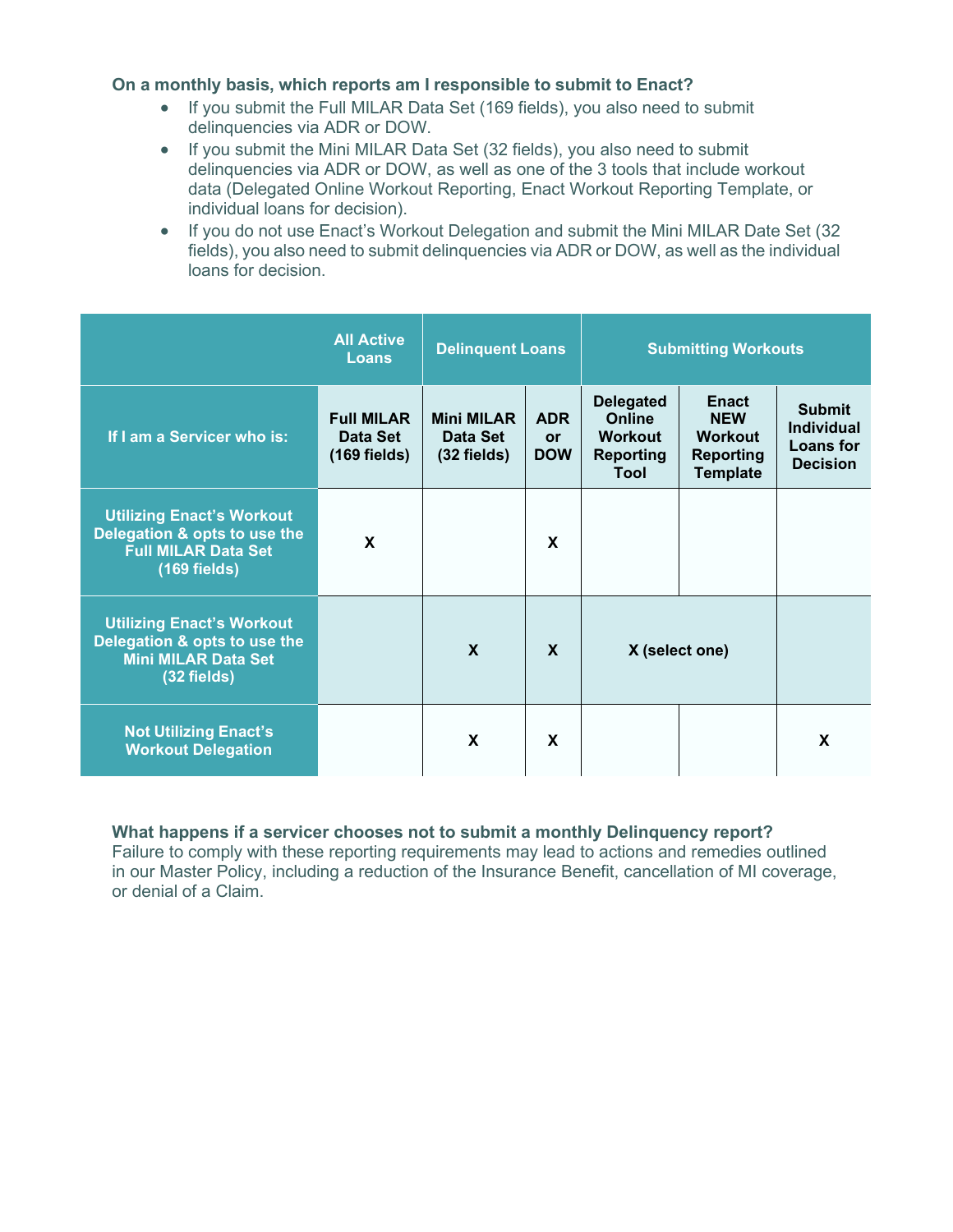**On a monthly basis, which reports am I responsible to submit to Enact?**

- If you submit the Full MILAR Data Set (169 fields), you also need to submit delinquencies via ADR or DOW.
- If you submit the Mini MILAR Data Set (32 fields), you also need to submit delinquencies via ADR or DOW, as well as one of the 3 tools that include workout data (Delegated Online Workout Reporting, Enact Workout Reporting Template, or individual loans for decision).
- If you do not use Enact's Workout Delegation and submit the Mini MILAR Date Set (32 fields), you also need to submit delinquencies via ADR or DOW, as well as the individual loans for decision.

| | All Active Loans | Delinquent Loans | | Submitting Workouts | | |
|---|---|---|---|---|---|---|
| **If I am a Servicer who is:** | **Full MILAR Data Set (169 fields)** | **Mini MILAR Data Set (32 fields)** | **ADR or DOW** | **Delegated Online Workout Reporting Tool** | **Enact NEW Workout Reporting Template** | **Submit Individual Loans for Decision** |
| **Utilizing Enact's Workout Delegation & opts to use the Full MILAR Data Set (169 fields)** | X | | X | | | |
| **Utilizing Enact's Workout Delegation & opts to use the Mini MILAR Data Set (32 fields)** | | X | X | X (select one) | | |
| **Not Utilizing Enact's Workout Delegation** | | X | X | | | X |

**What happens if a servicer chooses not to submit a monthly Delinquency report?**
Failure to comply with these reporting requirements may lead to actions and remedies outlined in our Master Policy, including a reduction of the Insurance Benefit, cancellation of MI coverage, or denial of a Claim.